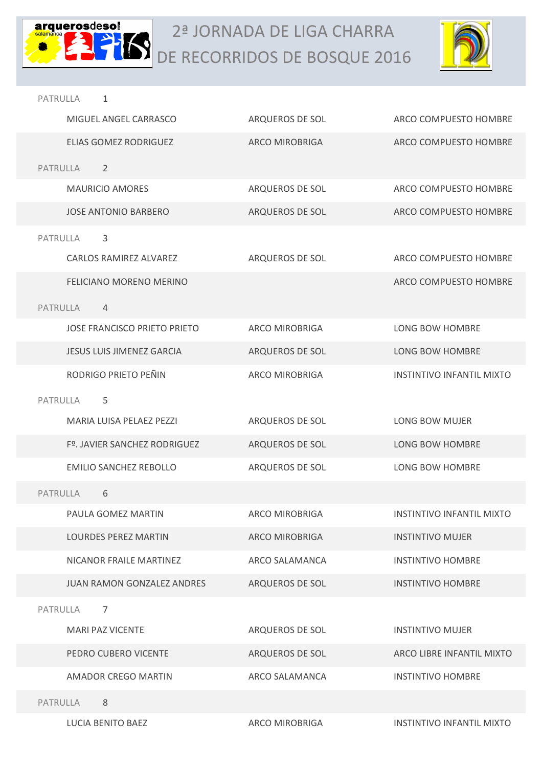# 2ª JORNADA DE LIGA CHARRA DE RECORRIDOS DE BOSQUE 2016

| | | |
|---|---|---|
| PATRULLA 1 | | |
| MIGUEL ANGEL CARRASCO | ARQUEROS DE SOL | ARCO COMPUESTO HOMBRE |
| ELIAS GOMEZ RODRIGUEZ | ARCO MIROBRIGA | ARCO COMPUESTO HOMBRE |
| PATRULLA 2 | | |
| MAURICIO AMORES | ARQUEROS DE SOL | ARCO COMPUESTO HOMBRE |
| JOSE ANTONIO BARBERO | ARQUEROS DE SOL | ARCO COMPUESTO HOMBRE |
| PATRULLA 3 | | |
| CARLOS RAMIREZ ALVAREZ | ARQUEROS DE SOL | ARCO COMPUESTO HOMBRE |
| FELICIANO MORENO MERINO | | ARCO COMPUESTO HOMBRE |
| PATRULLA 4 | | |
| JOSE FRANCISCO PRIETO PRIETO | ARCO MIROBRIGA | LONG BOW HOMBRE |
| JESUS LUIS JIMENEZ GARCIA | ARQUEROS DE SOL | LONG BOW HOMBRE |
| RODRIGO PRIETO PEÑIN | ARCO MIROBRIGA | INSTINTIVO INFANTIL MIXTO |
| PATRULLA 5 | | |
| MARIA LUISA PELAEZ PEZZI | ARQUEROS DE SOL | LONG BOW MUJER |
| Fº. JAVIER SANCHEZ RODRIGUEZ | ARQUEROS DE SOL | LONG BOW HOMBRE |
| EMILIO SANCHEZ REBOLLO | ARQUEROS DE SOL | LONG BOW HOMBRE |
| PATRULLA 6 | | |
| PAULA GOMEZ MARTIN | ARCO MIROBRIGA | INSTINTIVO INFANTIL MIXTO |
| LOURDES PEREZ MARTIN | ARCO MIROBRIGA | INSTINTIVO MUJER |
| NICANOR FRAILE MARTINEZ | ARCO SALAMANCA | INSTINTIVO HOMBRE |
| JUAN RAMON GONZALEZ ANDRES | ARQUEROS DE SOL | INSTINTIVO HOMBRE |
| PATRULLA 7 | | |
| MARI PAZ VICENTE | ARQUEROS DE SOL | INSTINTIVO MUJER |
| PEDRO CUBERO VICENTE | ARQUEROS DE SOL | ARCO LIBRE INFANTIL MIXTO |
| AMADOR CREGO MARTIN | ARCO SALAMANCA | INSTINTIVO HOMBRE |
| PATRULLA 8 | | |
| LUCIA BENITO BAEZ | ARCO MIROBRIGA | INSTINTIVO INFANTIL MIXTO |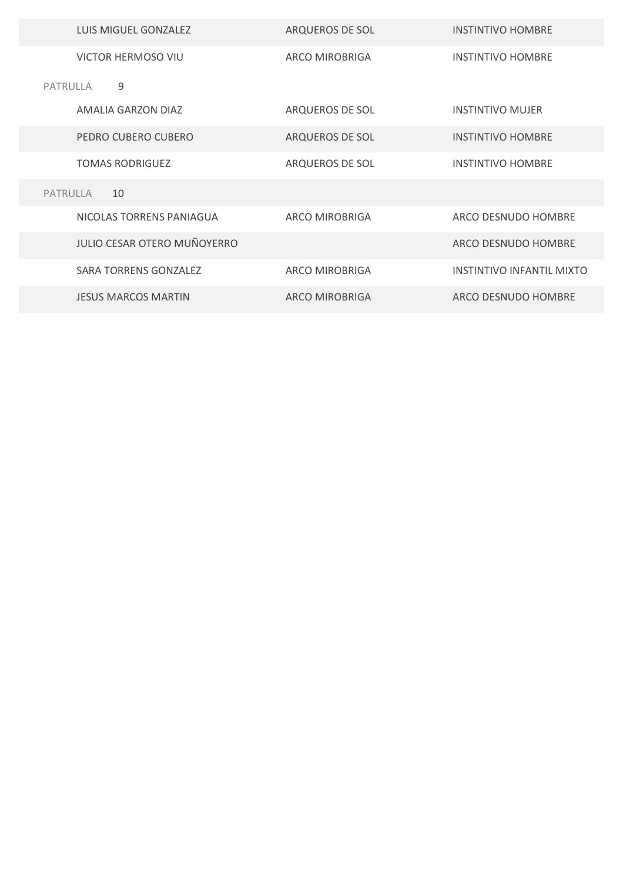| | | | |
|---|---|---|---|
| | LUIS MIGUEL GONZALEZ | ARQUEROS DE SOL | INSTINTIVO HOMBRE |
| | VICTOR HERMOSO VIU | ARCO MIROBRIGA | INSTINTIVO HOMBRE |
| PATRULLA 9 | | | |
| | AMALIA GARZON DIAZ | ARQUEROS DE SOL | INSTINTIVO MUJER |
| | PEDRO CUBERO CUBERO | ARQUEROS DE SOL | INSTINTIVO HOMBRE |
| | TOMAS RODRIGUEZ | ARQUEROS DE SOL | INSTINTIVO HOMBRE |
| PATRULLA 10 | | | |
| | NICOLAS TORRENS PANIAGUA | ARCO MIROBRIGA | ARCO DESNUDO HOMBRE |
| | JULIO CESAR OTERO MUÑOYERRO | | ARCO DESNUDO HOMBRE |
| | SARA TORRENS GONZALEZ | ARCO MIROBRIGA | INSTINTIVO INFANTIL MIXTO |
| | JESUS MARCOS MARTIN | ARCO MIROBRIGA | ARCO DESNUDO HOMBRE |